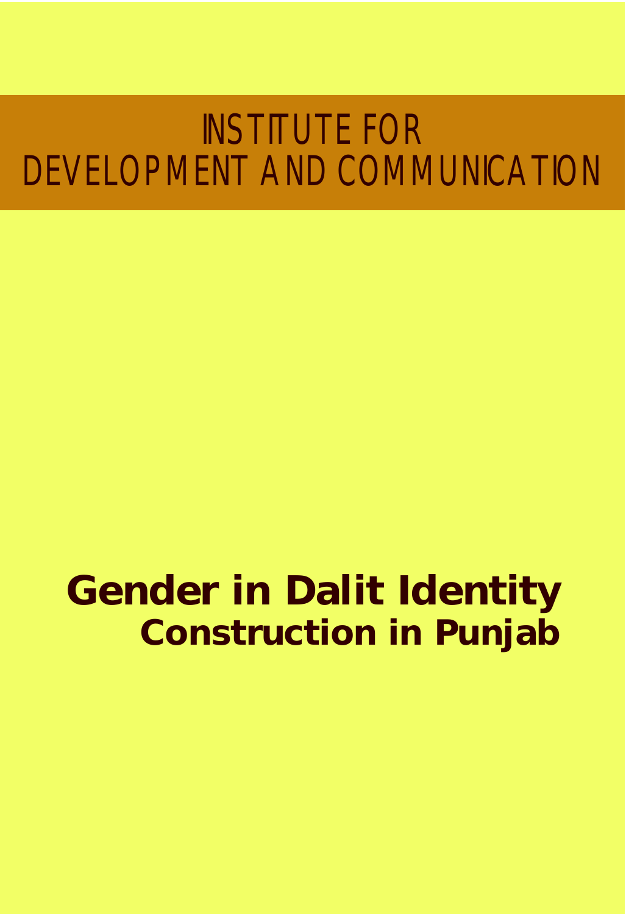INSTITUTE FOR DEVELOPMENT AND COMMUNICATION

# Gender in Dalit Identity Construction in Punjab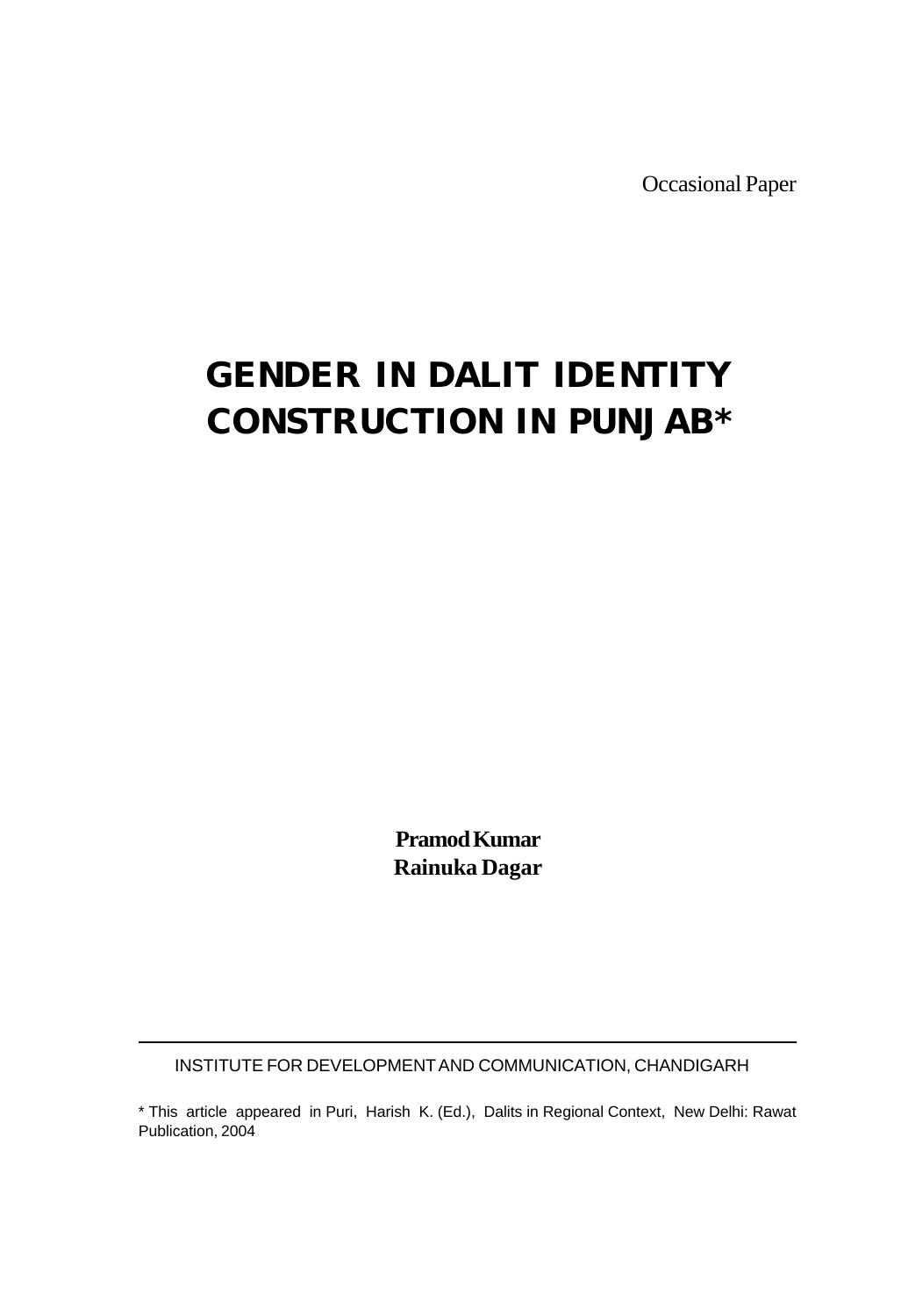Occasional Paper

# GENDER IN DALIT IDENTITY CONSTRUCTION IN PUNJAB*

**Pramod Kumar**
**Rainuka Dagar**

INSTITUTE FOR DEVELOPMENT AND COMMUNICATION, CHANDIGARH

* This article appeared in Puri, Harish K. (Ed.), Dalits in Regional Context, New Delhi: Rawat Publication, 2004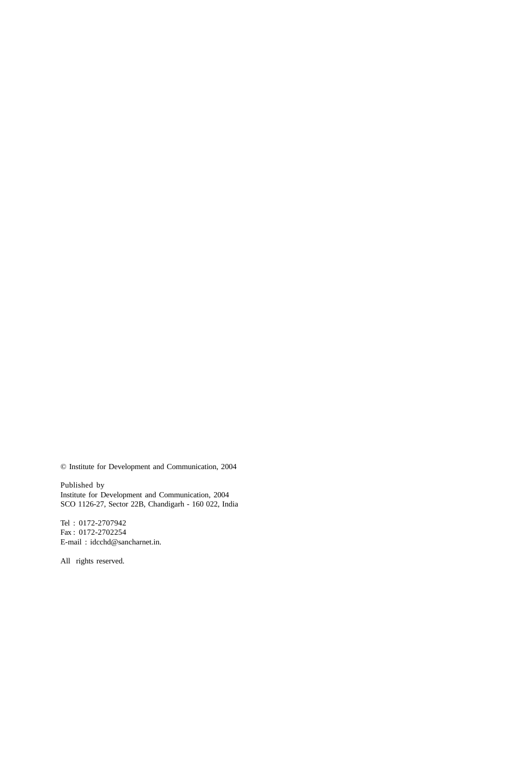© Institute for Development and Communication, 2004

Published by
Institute for Development and Communication, 2004
SCO 1126-27, Sector 22B, Chandigarh - 160 022, India

Tel : 0172-2707942
Fax : 0172-2702254
E-mail : idcchd@sancharnet.in.

All rights reserved.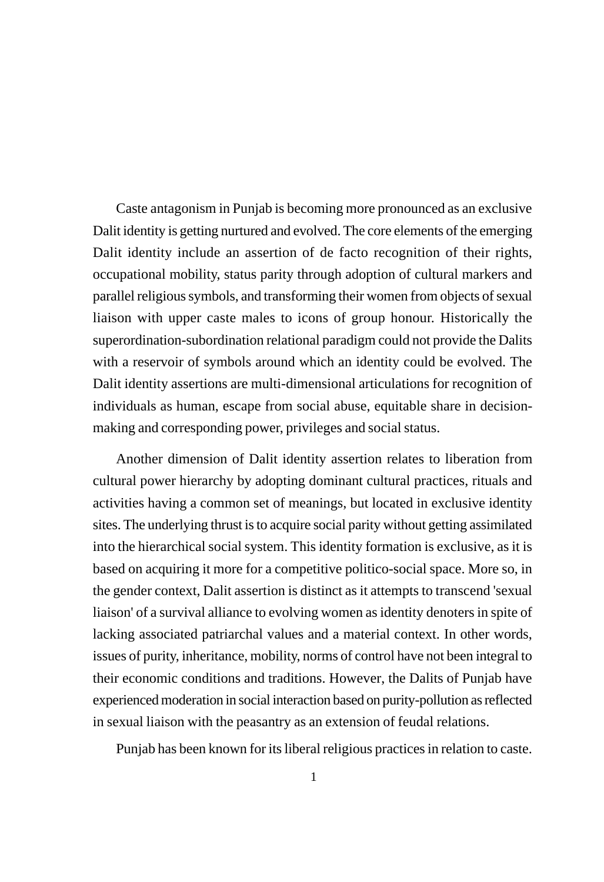Caste antagonism in Punjab is becoming more pronounced as an exclusive Dalit identity is getting nurtured and evolved. The core elements of the emerging Dalit identity include an assertion of de facto recognition of their rights, occupational mobility, status parity through adoption of cultural markers and parallel religious symbols, and transforming their women from objects of sexual liaison with upper caste males to icons of group honour. Historically the superordination-subordination relational paradigm could not provide the Dalits with a reservoir of symbols around which an identity could be evolved. The Dalit identity assertions are multi-dimensional articulations for recognition of individuals as human, escape from social abuse, equitable share in decision-making and corresponding power, privileges and social status.

Another dimension of Dalit identity assertion relates to liberation from cultural power hierarchy by adopting dominant cultural practices, rituals and activities having a common set of meanings, but located in exclusive identity sites. The underlying thrust is to acquire social parity without getting assimilated into the hierarchical social system. This identity formation is exclusive, as it is based on acquiring it more for a competitive politico-social space. More so, in the gender context, Dalit assertion is distinct as it attempts to transcend 'sexual liaison' of a survival alliance to evolving women as identity denoters in spite of lacking associated patriarchal values and a material context. In other words, issues of purity, inheritance, mobility, norms of control have not been integral to their economic conditions and traditions. However, the Dalits of Punjab have experienced moderation in social interaction based on purity-pollution as reflected in sexual liaison with the peasantry as an extension of feudal relations.

Punjab has been known for its liberal religious practices in relation to caste.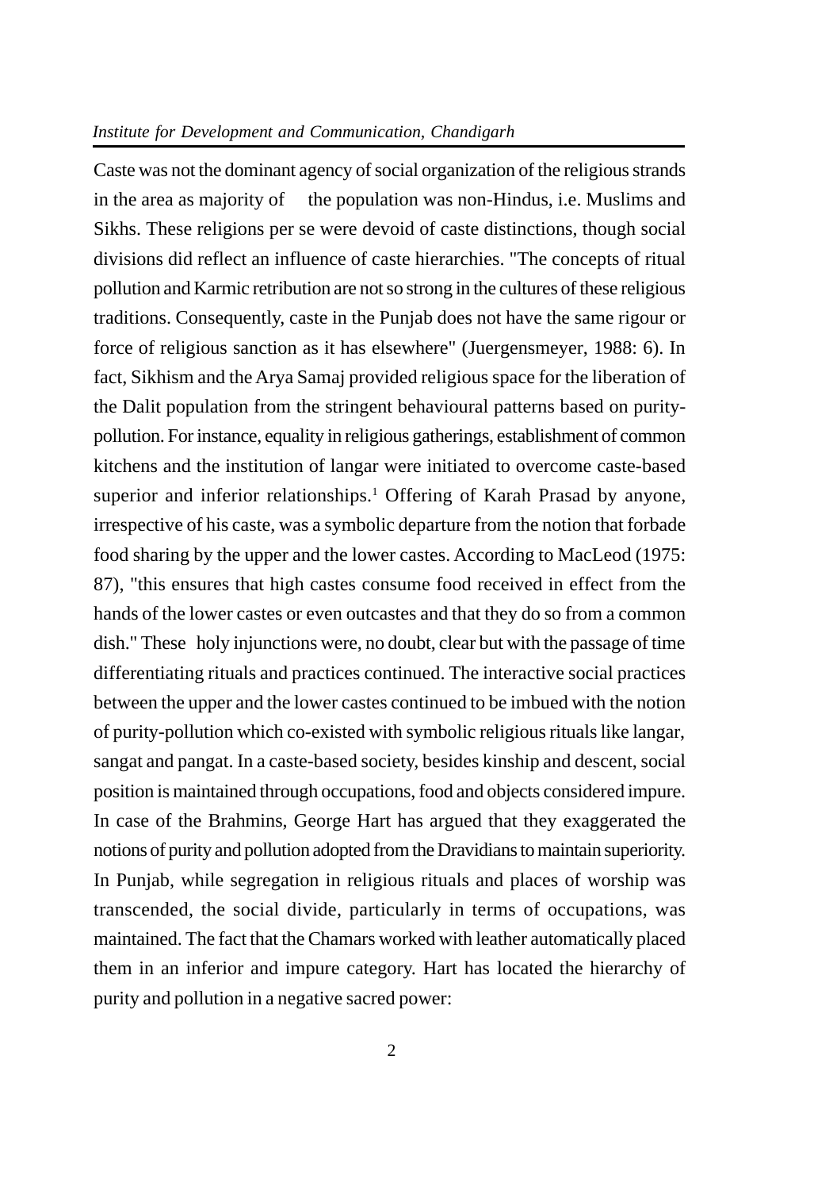Caste was not the dominant agency of social organization of the religious strands in the area as majority of the population was non-Hindus, i.e. Muslims and Sikhs. These religions per se were devoid of caste distinctions, though social divisions did reflect an influence of caste hierarchies. "The concepts of ritual pollution and Karmic retribution are not so strong in the cultures of these religious traditions. Consequently, caste in the Punjab does not have the same rigour or force of religious sanction as it has elsewhere" (Juergensmeyer, 1988: 6). In fact, Sikhism and the Arya Samaj provided religious space for the liberation of the Dalit population from the stringent behavioural patterns based on purity-pollution. For instance, equality in religious gatherings, establishment of common kitchens and the institution of langar were initiated to overcome caste-based superior and inferior relationships.[1] Offering of Karah Prasad by anyone, irrespective of his caste, was a symbolic departure from the notion that forbade food sharing by the upper and the lower castes. According to MacLeod (1975: 87), "this ensures that high castes consume food received in effect from the hands of the lower castes or even outcastes and that they do so from a common dish." These holy injunctions were, no doubt, clear but with the passage of time differentiating rituals and practices continued. The interactive social practices between the upper and the lower castes continued to be imbued with the notion of purity-pollution which co-existed with symbolic religious rituals like langar, sangat and pangat. In a caste-based society, besides kinship and descent, social position is maintained through occupations, food and objects considered impure. In case of the Brahmins, George Hart has argued that they exaggerated the notions of purity and pollution adopted from the Dravidians to maintain superiority. In Punjab, while segregation in religious rituals and places of worship was transcended, the social divide, particularly in terms of occupations, was maintained. The fact that the Chamars worked with leather automatically placed them in an inferior and impure category. Hart has located the hierarchy of purity and pollution in a negative sacred power: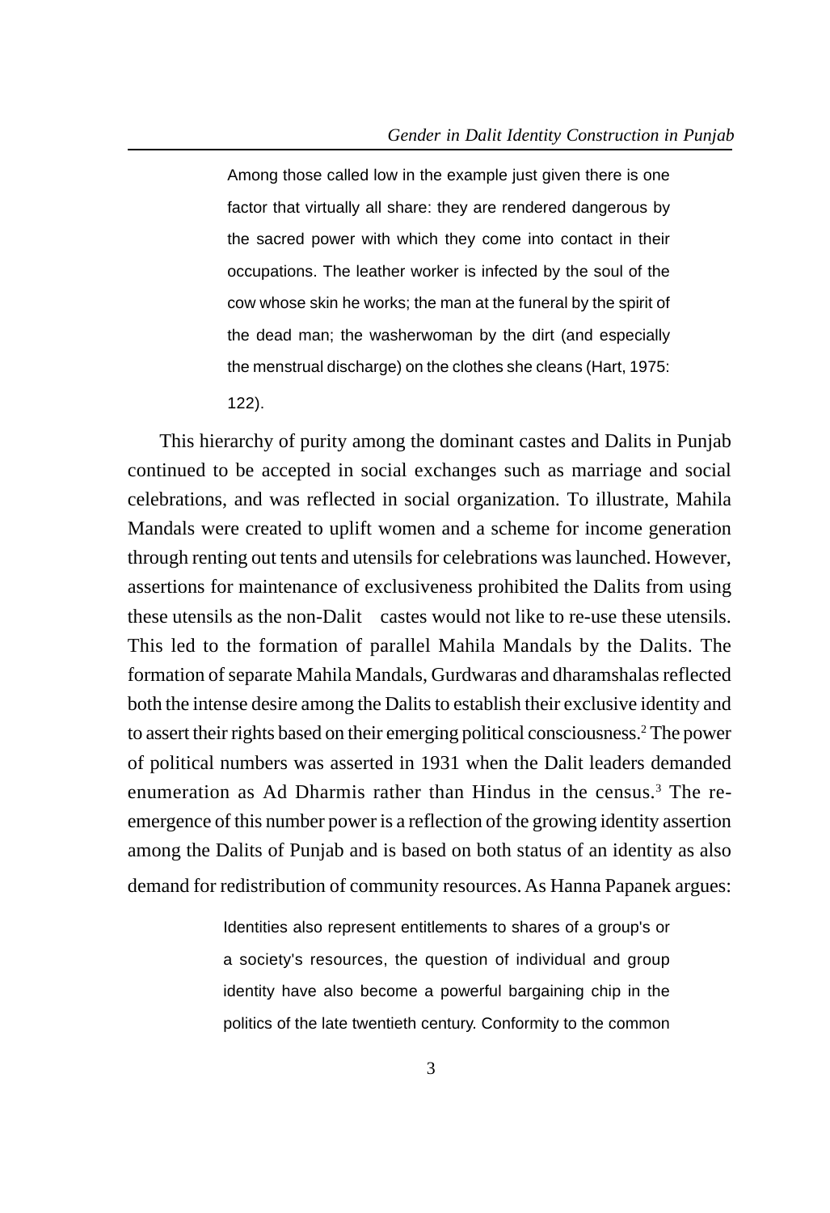> Among those called low in the example just given there is one factor that virtually all share: they are rendered dangerous by the sacred power with which they come into contact in their occupations. The leather worker is infected by the soul of the cow whose skin he works; the man at the funeral by the spirit of the dead man; the washerwoman by the dirt (and especially the menstrual discharge) on the clothes she cleans (Hart, 1975: 122).

This hierarchy of purity among the dominant castes and Dalits in Punjab continued to be accepted in social exchanges such as marriage and social celebrations, and was reflected in social organization. To illustrate, Mahila Mandals were created to uplift women and a scheme for income generation through renting out tents and utensils for celebrations was launched. However, assertions for maintenance of exclusiveness prohibited the Dalits from using these utensils as the non-Dalit castes would not like to re-use these utensils. This led to the formation of parallel Mahila Mandals by the Dalits. The formation of separate Mahila Mandals, Gurdwaras and dharamshalas reflected both the intense desire among the Dalits to establish their exclusive identity and to assert their rights based on their emerging political consciousness.[2] The power of political numbers was asserted in 1931 when the Dalit leaders demanded enumeration as Ad Dharmis rather than Hindus in the census.[3] The re-emergence of this number power is a reflection of the growing identity assertion among the Dalits of Punjab and is based on both status of an identity as also demand for redistribution of community resources. As Hanna Papanek argues:

> Identities also represent entitlements to shares of a group's or a society's resources, the question of individual and group identity have also become a powerful bargaining chip in the politics of the late twentieth century. Conformity to the common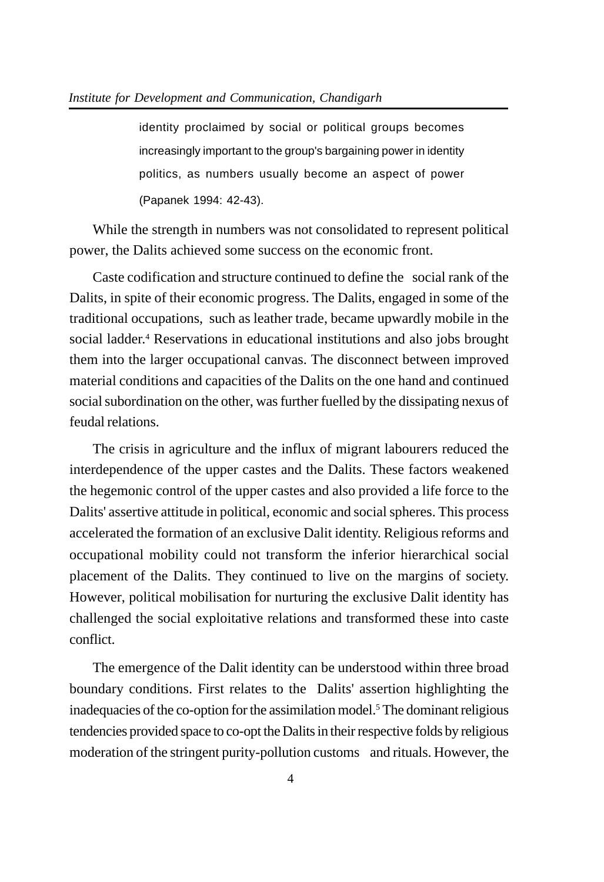> identity proclaimed by social or political groups becomes increasingly important to the group's bargaining power in identity politics, as numbers usually become an aspect of power (Papanek 1994: 42-43).

While the strength in numbers was not consolidated to represent political power, the Dalits achieved some success on the economic front.

Caste codification and structure continued to define the social rank of the Dalits, in spite of their economic progress. The Dalits, engaged in some of the traditional occupations, such as leather trade, became upwardly mobile in the social ladder.[4] Reservations in educational institutions and also jobs brought them into the larger occupational canvas. The disconnect between improved material conditions and capacities of the Dalits on the one hand and continued social subordination on the other, was further fuelled by the dissipating nexus of feudal relations.

The crisis in agriculture and the influx of migrant labourers reduced the interdependence of the upper castes and the Dalits. These factors weakened the hegemonic control of the upper castes and also provided a life force to the Dalits' assertive attitude in political, economic and social spheres. This process accelerated the formation of an exclusive Dalit identity. Religious reforms and occupational mobility could not transform the inferior hierarchical social placement of the Dalits. They continued to live on the margins of society. However, political mobilisation for nurturing the exclusive Dalit identity has challenged the social exploitative relations and transformed these into caste conflict.

The emergence of the Dalit identity can be understood within three broad boundary conditions. First relates to the Dalits' assertion highlighting the inadequacies of the co-option for the assimilation model.[5] The dominant religious tendencies provided space to co-opt the Dalits in their respective folds by religious moderation of the stringent purity-pollution customs and rituals. However, the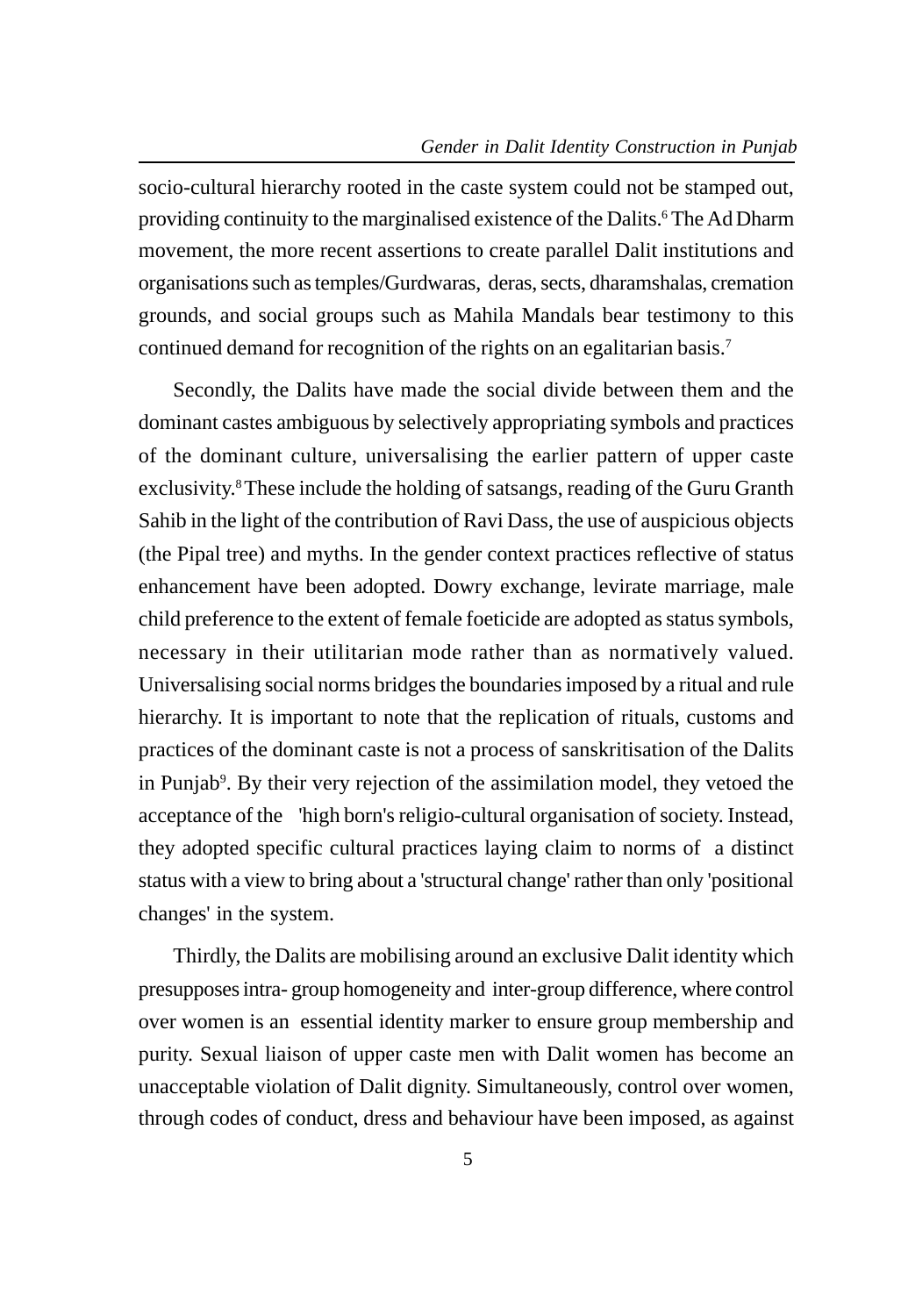socio-cultural hierarchy rooted in the caste system could not be stamped out, providing continuity to the marginalised existence of the Dalits.[6] The Ad Dharm movement, the more recent assertions to create parallel Dalit institutions and organisations such as temples/Gurdwaras, deras, sects, dharamshalas, cremation grounds, and social groups such as Mahila Mandals bear testimony to this continued demand for recognition of the rights on an egalitarian basis.[7]

Secondly, the Dalits have made the social divide between them and the dominant castes ambiguous by selectively appropriating symbols and practices of the dominant culture, universalising the earlier pattern of upper caste exclusivity.[8] These include the holding of satsangs, reading of the Guru Granth Sahib in the light of the contribution of Ravi Dass, the use of auspicious objects (the Pipal tree) and myths. In the gender context practices reflective of status enhancement have been adopted. Dowry exchange, levirate marriage, male child preference to the extent of female foeticide are adopted as status symbols, necessary in their utilitarian mode rather than as normatively valued. Universalising social norms bridges the boundaries imposed by a ritual and rule hierarchy. It is important to note that the replication of rituals, customs and practices of the dominant caste is not a process of sanskritisation of the Dalits in Punjab[9]. By their very rejection of the assimilation model, they vetoed the acceptance of the 'high born's religio-cultural organisation of society. Instead, they adopted specific cultural practices laying claim to norms of a distinct status with a view to bring about a 'structural change' rather than only 'positional changes' in the system.

Thirdly, the Dalits are mobilising around an exclusive Dalit identity which presupposes intra- group homogeneity and inter-group difference, where control over women is an essential identity marker to ensure group membership and purity. Sexual liaison of upper caste men with Dalit women has become an unacceptable violation of Dalit dignity. Simultaneously, control over women, through codes of conduct, dress and behaviour have been imposed, as against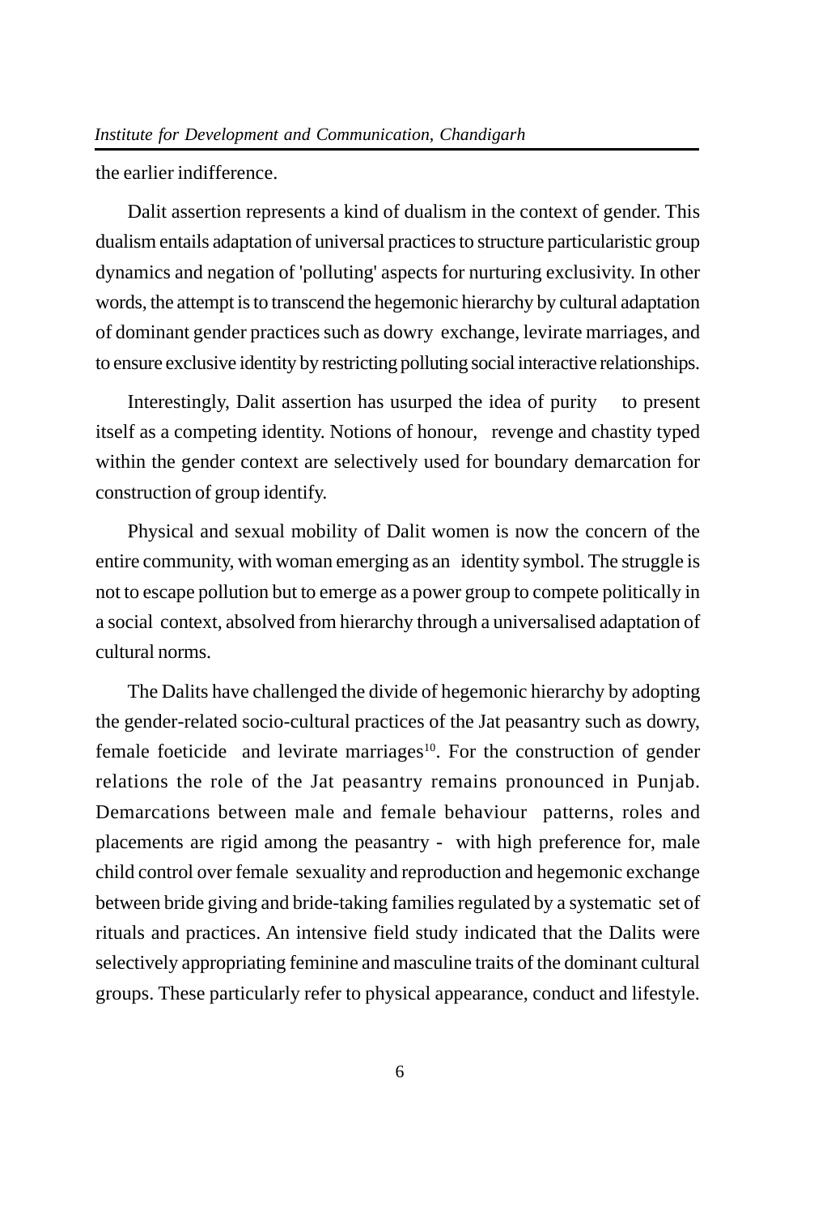the earlier indifference.

Dalit assertion represents a kind of dualism in the context of gender. This dualism entails adaptation of universal practices to structure particularistic group dynamics and negation of 'polluting' aspects for nurturing exclusivity. In other words, the attempt is to transcend the hegemonic hierarchy by cultural adaptation of dominant gender practices such as dowry exchange, levirate marriages, and to ensure exclusive identity by restricting polluting social interactive relationships.

Interestingly, Dalit assertion has usurped the idea of purity to present itself as a competing identity. Notions of honour, revenge and chastity typed within the gender context are selectively used for boundary demarcation for construction of group identify.

Physical and sexual mobility of Dalit women is now the concern of the entire community, with woman emerging as an identity symbol. The struggle is not to escape pollution but to emerge as a power group to compete politically in a social context, absolved from hierarchy through a universalised adaptation of cultural norms.

The Dalits have challenged the divide of hegemonic hierarchy by adopting the gender-related socio-cultural practices of the Jat peasantry such as dowry, female foeticide and levirate marriages[10]. For the construction of gender relations the role of the Jat peasantry remains pronounced in Punjab. Demarcations between male and female behaviour patterns, roles and placements are rigid among the peasantry - with high preference for, male child control over female sexuality and reproduction and hegemonic exchange between bride giving and bride-taking families regulated by a systematic set of rituals and practices. An intensive field study indicated that the Dalits were selectively appropriating feminine and masculine traits of the dominant cultural groups. These particularly refer to physical appearance, conduct and lifestyle.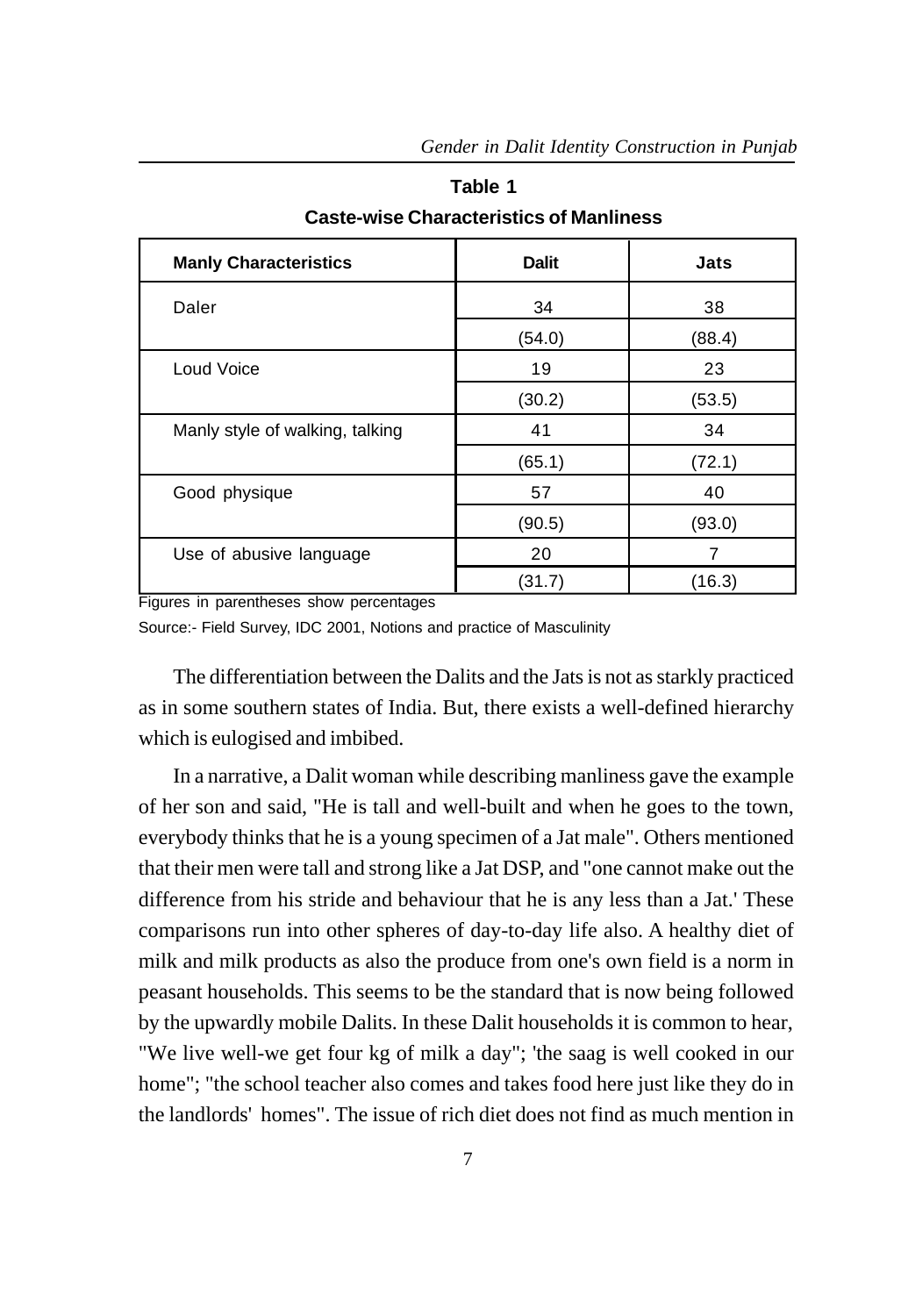**Table 1**

**Caste-wise Characteristics of Manliness**

| Manly Characteristics | Dalit | Jats |
|---|---|---|
| Daler | 34 | 38 |
| | (54.0) | (88.4) |
| Loud Voice | 19 | 23 |
| | (30.2) | (53.5) |
| Manly style of walking, talking | 41 | 34 |
| | (65.1) | (72.1) |
| Good physique | 57 | 40 |
| | (90.5) | (93.0) |
| Use of abusive language | 20 | 7 |
| | (31.7) | (16.3) |

Figures in parentheses show percentages

Source:- Field Survey, IDC 2001, Notions and practice of Masculinity

The differentiation between the Dalits and the Jats is not as starkly practiced as in some southern states of India. But, there exists a well-defined hierarchy which is eulogised and imbibed.

In a narrative, a Dalit woman while describing manliness gave the example of her son and said, "He is tall and well-built and when he goes to the town, everybody thinks that he is a young specimen of a Jat male". Others mentioned that their men were tall and strong like a Jat DSP, and "one cannot make out the difference from his stride and behaviour that he is any less than a Jat.' These comparisons run into other spheres of day-to-day life also. A healthy diet of milk and milk products as also the produce from one's own field is a norm in peasant households. This seems to be the standard that is now being followed by the upwardly mobile Dalits. In these Dalit households it is common to hear, "We live well-we get four kg of milk a day"; 'the saag is well cooked in our home"; "the school teacher also comes and takes food here just like they do in the landlords' homes". The issue of rich diet does not find as much mention in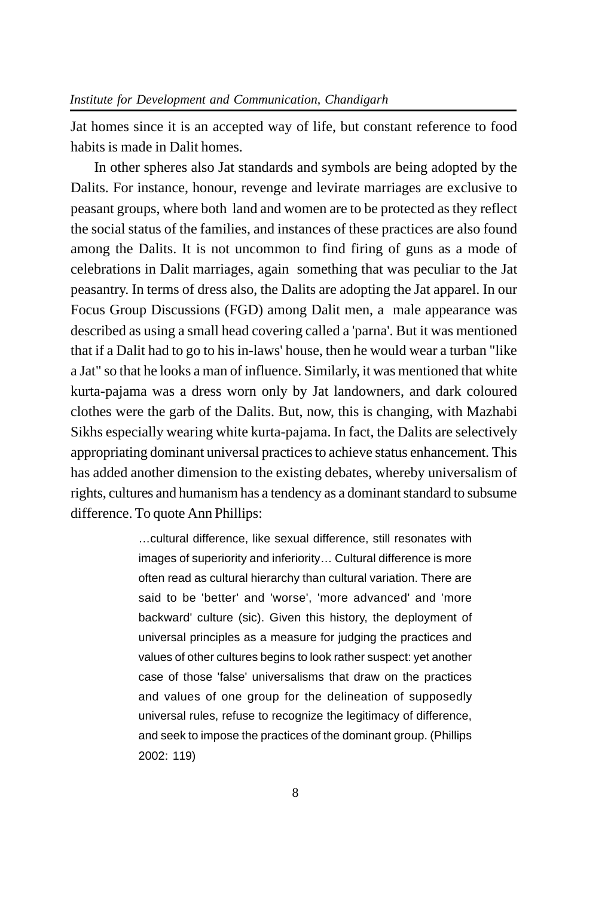Jat homes since it is an accepted way of life, but constant reference to food habits is made in Dalit homes.

In other spheres also Jat standards and symbols are being adopted by the Dalits. For instance, honour, revenge and levirate marriages are exclusive to peasant groups, where both land and women are to be protected as they reflect the social status of the families, and instances of these practices are also found among the Dalits. It is not uncommon to find firing of guns as a mode of celebrations in Dalit marriages, again something that was peculiar to the Jat peasantry. In terms of dress also, the Dalits are adopting the Jat apparel. In our Focus Group Discussions (FGD) among Dalit men, a male appearance was described as using a small head covering called a 'parna'. But it was mentioned that if a Dalit had to go to his in-laws' house, then he would wear a turban "like a Jat" so that he looks a man of influence. Similarly, it was mentioned that white kurta-pajama was a dress worn only by Jat landowners, and dark coloured clothes were the garb of the Dalits. But, now, this is changing, with Mazhabi Sikhs especially wearing white kurta-pajama. In fact, the Dalits are selectively appropriating dominant universal practices to achieve status enhancement. This has added another dimension to the existing debates, whereby universalism of rights, cultures and humanism has a tendency as a dominant standard to subsume difference. To quote Ann Phillips:

> …cultural difference, like sexual difference, still resonates with images of superiority and inferiority… Cultural difference is more often read as cultural hierarchy than cultural variation. There are said to be 'better' and 'worse', 'more advanced' and 'more backward' culture (sic). Given this history, the deployment of universal principles as a measure for judging the practices and values of other cultures begins to look rather suspect: yet another case of those 'false' universalisms that draw on the practices and values of one group for the delineation of supposedly universal rules, refuse to recognize the legitimacy of difference, and seek to impose the practices of the dominant group. (Phillips 2002: 119)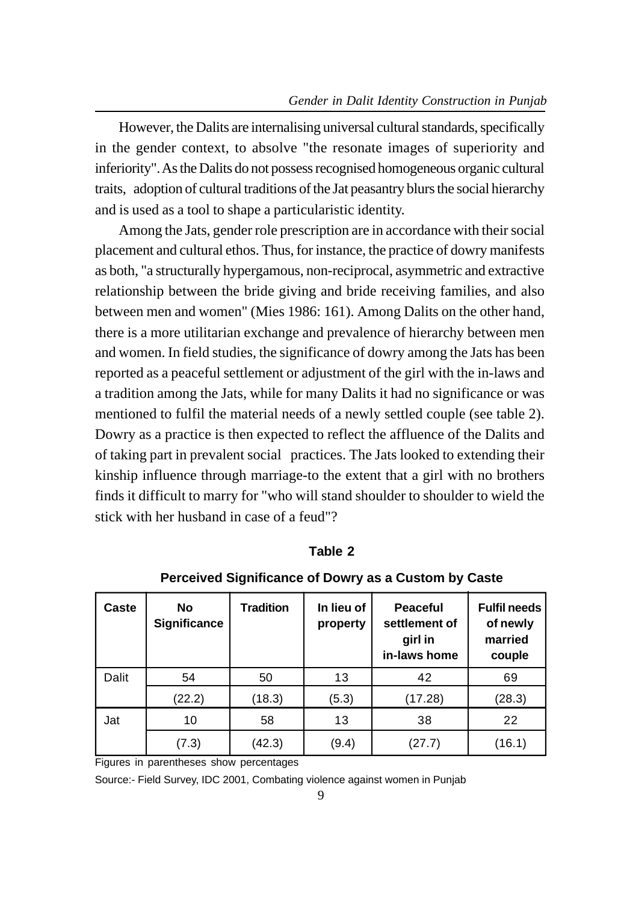However, the Dalits are internalising universal cultural standards, specifically in the gender context, to absolve "the resonate images of superiority and inferiority". As the Dalits do not possess recognised homogeneous organic cultural traits, adoption of cultural traditions of the Jat peasantry blurs the social hierarchy and is used as a tool to shape a particularistic identity.

Among the Jats, gender role prescription are in accordance with their social placement and cultural ethos. Thus, for instance, the practice of dowry manifests as both, "a structurally hypergamous, non-reciprocal, asymmetric and extractive relationship between the bride giving and bride receiving families, and also between men and women" (Mies 1986: 161). Among Dalits on the other hand, there is a more utilitarian exchange and prevalence of hierarchy between men and women. In field studies, the significance of dowry among the Jats has been reported as a peaceful settlement or adjustment of the girl with the in-laws and a tradition among the Jats, while for many Dalits it had no significance or was mentioned to fulfil the material needs of a newly settled couple (see table 2). Dowry as a practice is then expected to reflect the affluence of the Dalits and of taking part in prevalent social practices. The Jats looked to extending their kinship influence through marriage-to the extent that a girl with no brothers finds it difficult to marry for "who will stand shoulder to shoulder to wield the stick with her husband in case of a feud"?

**Table 2**

**Perceived Significance of Dowry as a Custom by Caste**

| Caste | No Significance | Tradition | In lieu of property | Peaceful settlement of girl in in-laws home | Fulfil needs of newly married couple |
|---|---|---|---|---|---|
| Dalit | 54 | 50 | 13 | 42 | 69 |
| | (22.2) | (18.3) | (5.3) | (17.28) | (28.3) |
| Jat | 10 | 58 | 13 | 38 | 22 |
| | (7.3) | (42.3) | (9.4) | (27.7) | (16.1) |

Figures in parentheses show percentages

Source:- Field Survey, IDC 2001, Combating violence against women in Punjab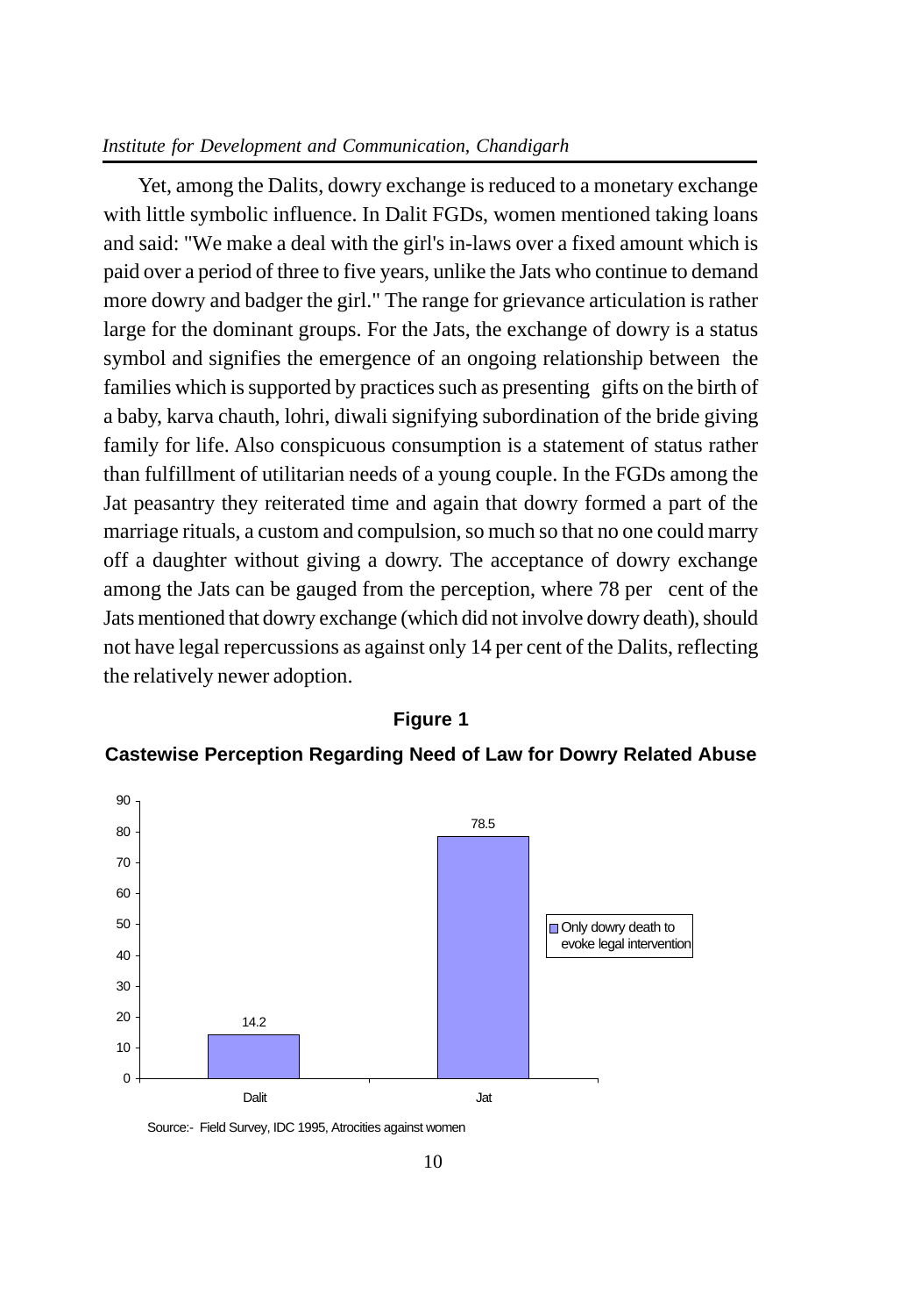Yet, among the Dalits, dowry exchange is reduced to a monetary exchange with little symbolic influence. In Dalit FGDs, women mentioned taking loans and said: "We make a deal with the girl's in-laws over a fixed amount which is paid over a period of three to five years, unlike the Jats who continue to demand more dowry and badger the girl." The range for grievance articulation is rather large for the dominant groups. For the Jats, the exchange of dowry is a status symbol and signifies the emergence of an ongoing relationship between the families which is supported by practices such as presenting gifts on the birth of a baby, karva chauth, lohri, diwali signifying subordination of the bride giving family for life. Also conspicuous consumption is a statement of status rather than fulfillment of utilitarian needs of a young couple. In the FGDs among the Jat peasantry they reiterated time and again that dowry formed a part of the marriage rituals, a custom and compulsion, so much so that no one could marry off a daughter without giving a dowry. The acceptance of dowry exchange among the Jats can be gauged from the perception, where 78 per cent of the Jats mentioned that dowry exchange (which did not involve dowry death), should not have legal repercussions as against only 14 per cent of the Dalits, reflecting the relatively newer adoption.

**Figure 1**

**Castewise Perception Regarding Need of Law for Dowry Related Abuse**

| Caste | Only dowry death to evoke legal intervention |
| --- | --- |
| Dalit | 14.2 |
| Jat | 78.5 |

Source:- Field Survey, IDC 1995, Atrocities against women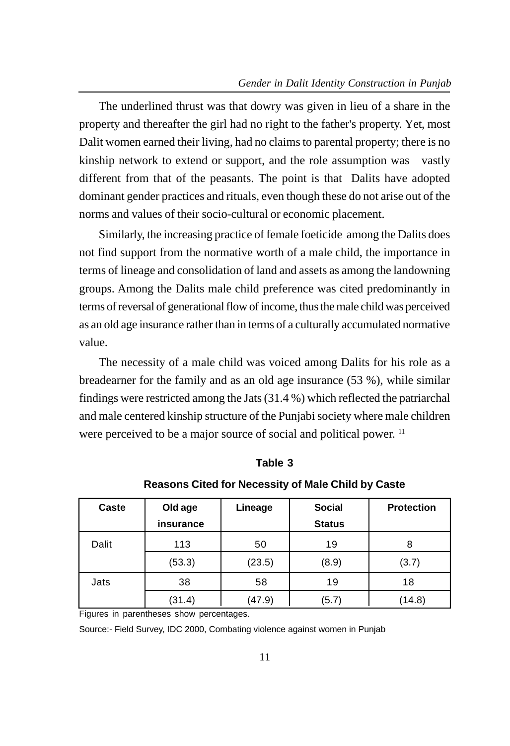The underlined thrust was that dowry was given in lieu of a share in the property and thereafter the girl had no right to the father's property. Yet, most Dalit women earned their living, had no claims to parental property; there is no kinship network to extend or support, and the role assumption was vastly different from that of the peasants. The point is that Dalits have adopted dominant gender practices and rituals, even though these do not arise out of the norms and values of their socio-cultural or economic placement.

Similarly, the increasing practice of female foeticide among the Dalits does not find support from the normative worth of a male child, the importance in terms of lineage and consolidation of land and assets as among the landowning groups. Among the Dalits male child preference was cited predominantly in terms of reversal of generational flow of income, thus the male child was perceived as an old age insurance rather than in terms of a culturally accumulated normative value.

The necessity of a male child was voiced among Dalits for his role as a breadearner for the family and as an old age insurance (53 %), while similar findings were restricted among the Jats (31.4 %) which reflected the patriarchal and male centered kinship structure of the Punjabi society where male children were perceived to be a major source of social and political power. [11]

**Table 3**

**Reasons Cited for Necessity of Male Child by Caste**

| Caste | Old age insurance | Lineage | Social Status | Protection |
|---|---|---|---|---|
| Dalit | 113 | 50 | 19 | 8 |
| | (53.3) | (23.5) | (8.9) | (3.7) |
| Jats | 38 | 58 | 19 | 18 |
| | (31.4) | (47.9) | (5.7) | (14.8) |

Figures in parentheses show percentages.

Source:- Field Survey, IDC 2000, Combating violence against women in Punjab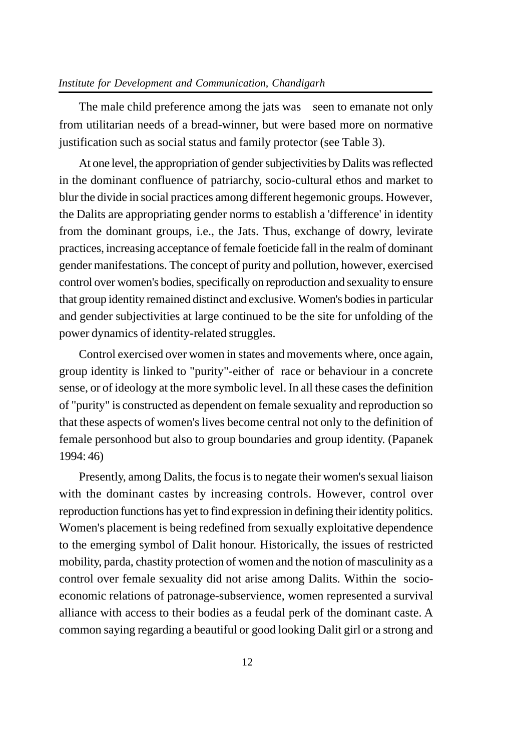The male child preference among the jats was seen to emanate not only from utilitarian needs of a bread-winner, but were based more on normative justification such as social status and family protector (see Table 3).

At one level, the appropriation of gender subjectivities by Dalits was reflected in the dominant confluence of patriarchy, socio-cultural ethos and market to blur the divide in social practices among different hegemonic groups. However, the Dalits are appropriating gender norms to establish a 'difference' in identity from the dominant groups, i.e., the Jats. Thus, exchange of dowry, levirate practices, increasing acceptance of female foeticide fall in the realm of dominant gender manifestations. The concept of purity and pollution, however, exercised control over women's bodies, specifically on reproduction and sexuality to ensure that group identity remained distinct and exclusive. Women's bodies in particular and gender subjectivities at large continued to be the site for unfolding of the power dynamics of identity-related struggles.

Control exercised over women in states and movements where, once again, group identity is linked to "purity"-either of race or behaviour in a concrete sense, or of ideology at the more symbolic level. In all these cases the definition of "purity" is constructed as dependent on female sexuality and reproduction so that these aspects of women's lives become central not only to the definition of female personhood but also to group boundaries and group identity. (Papanek 1994: 46)

Presently, among Dalits, the focus is to negate their women's sexual liaison with the dominant castes by increasing controls. However, control over reproduction functions has yet to find expression in defining their identity politics. Women's placement is being redefined from sexually exploitative dependence to the emerging symbol of Dalit honour. Historically, the issues of restricted mobility, parda, chastity protection of women and the notion of masculinity as a control over female sexuality did not arise among Dalits. Within the socio-economic relations of patronage-subservience, women represented a survival alliance with access to their bodies as a feudal perk of the dominant caste. A common saying regarding a beautiful or good looking Dalit girl or a strong and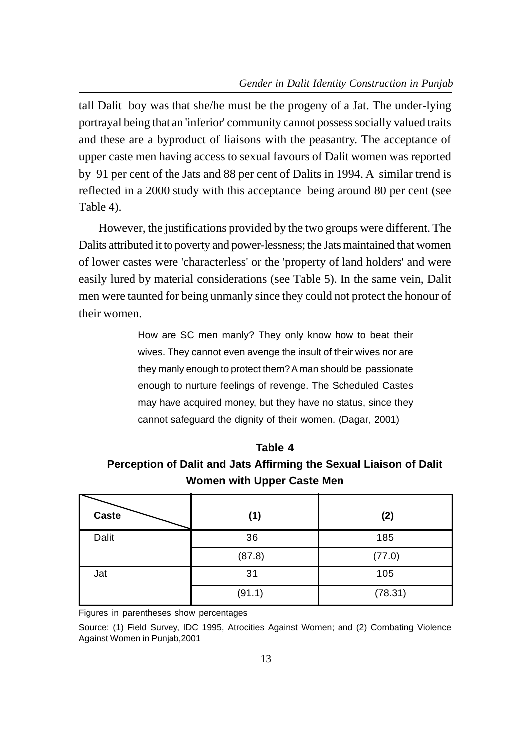tall Dalit boy was that she/he must be the progeny of a Jat. The under-lying portrayal being that an 'inferior' community cannot possess socially valued traits and these are a byproduct of liaisons with the peasantry. The acceptance of upper caste men having access to sexual favours of Dalit women was reported by 91 per cent of the Jats and 88 per cent of Dalits in 1994. A similar trend is reflected in a 2000 study with this acceptance being around 80 per cent (see Table 4).

However, the justifications provided by the two groups were different. The Dalits attributed it to poverty and power-lessness; the Jats maintained that women of lower castes were 'characterless' or the 'property of land holders' and were easily lured by material considerations (see Table 5). In the same vein, Dalit men were taunted for being unmanly since they could not protect the honour of their women.

> How are SC men manly? They only know how to beat their wives. They cannot even avenge the insult of their wives nor are they manly enough to protect them? A man should be passionate enough to nurture feelings of revenge. The Scheduled Castes may have acquired money, but they have no status, since they cannot safeguard the dignity of their women. (Dagar, 2001)

**Table 4**

**Perception of Dalit and Jats Affirming the Sexual Liaison of Dalit Women with Upper Caste Men**

| Caste | (1) | (2) |
|---|---|---|
| Dalit | 36 | 185 |
| | (87.8) | (77.0) |
| Jat | 31 | 105 |
| | (91.1) | (78.31) |

Figures in parentheses show percentages

Source: (1) Field Survey, IDC 1995, Atrocities Against Women; and (2) Combating Violence Against Women in Punjab,2001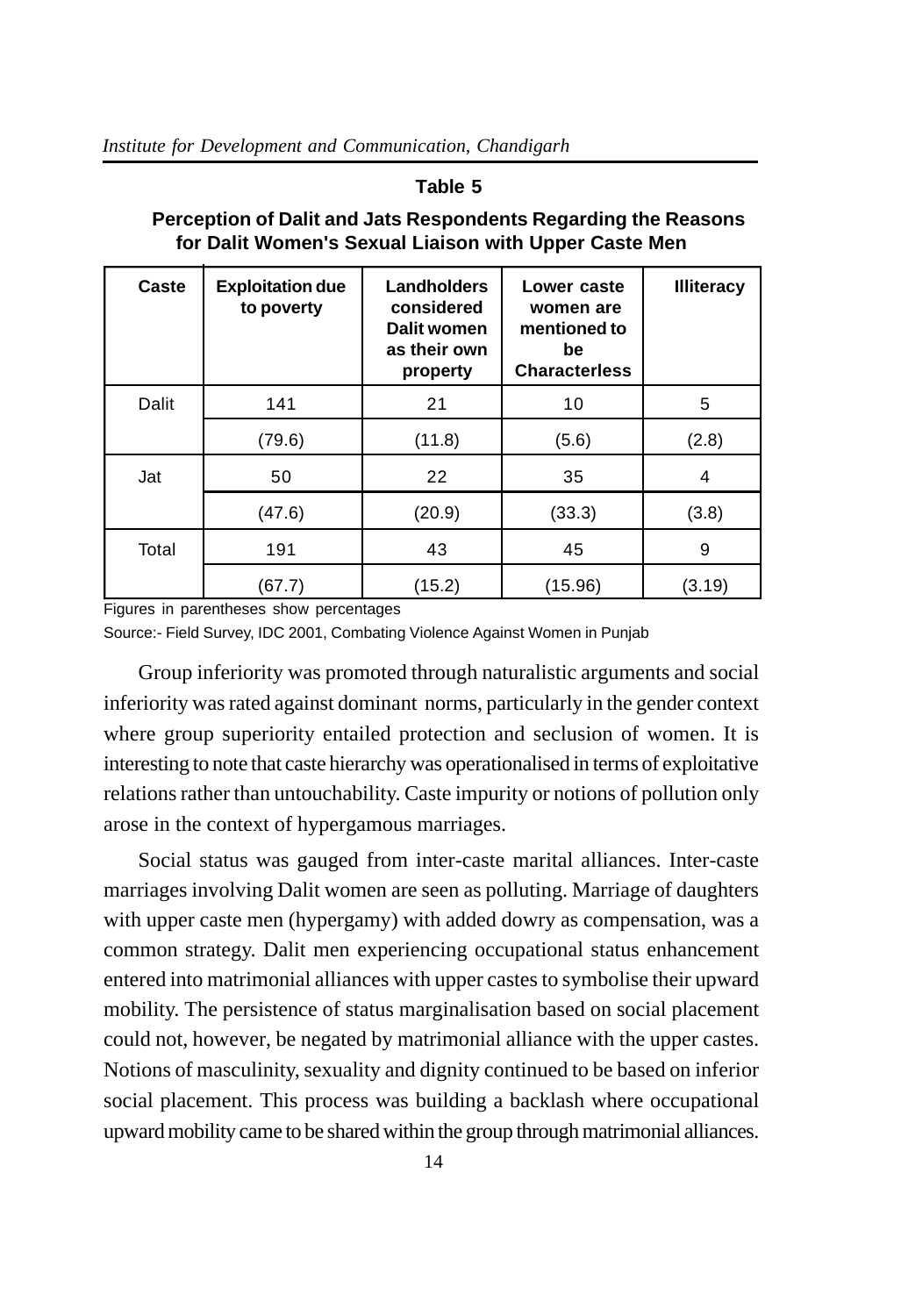**Table 5**

**Perception of Dalit and Jats Respondents Regarding the Reasons for Dalit Women's Sexual Liaison with Upper Caste Men**

| Caste | Exploitation due to poverty | Landholders considered Dalit women as their own property | Lower caste women are mentioned to be Characterless | Illiteracy |
|---|---|---|---|---|
| Dalit | 141 | 21 | 10 | 5 |
| | (79.6) | (11.8) | (5.6) | (2.8) |
| Jat | 50 | 22 | 35 | 4 |
| | (47.6) | (20.9) | (33.3) | (3.8) |
| Total | 191 | 43 | 45 | 9 |
| | (67.7) | (15.2) | (15.96) | (3.19) |

Figures in parentheses show percentages

Source:- Field Survey, IDC 2001, Combating Violence Against Women in Punjab

Group inferiority was promoted through naturalistic arguments and social inferiority was rated against dominant norms, particularly in the gender context where group superiority entailed protection and seclusion of women. It is interesting to note that caste hierarchy was operationalised in terms of exploitative relations rather than untouchability. Caste impurity or notions of pollution only arose in the context of hypergamous marriages.

Social status was gauged from inter-caste marital alliances. Inter-caste marriages involving Dalit women are seen as polluting. Marriage of daughters with upper caste men (hypergamy) with added dowry as compensation, was a common strategy. Dalit men experiencing occupational status enhancement entered into matrimonial alliances with upper castes to symbolise their upward mobility. The persistence of status marginalisation based on social placement could not, however, be negated by matrimonial alliance with the upper castes. Notions of masculinity, sexuality and dignity continued to be based on inferior social placement. This process was building a backlash where occupational upward mobility came to be shared within the group through matrimonial alliances.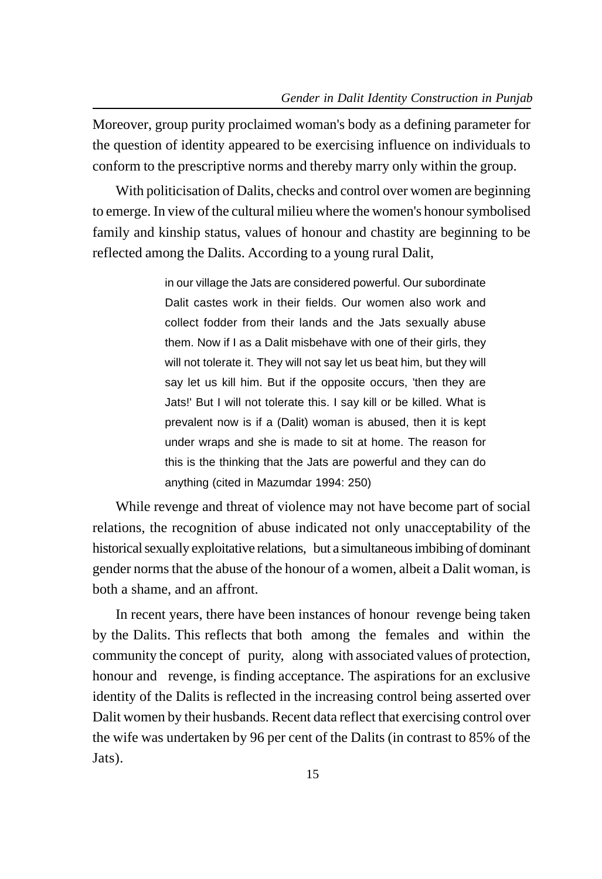Moreover, group purity proclaimed woman's body as a defining parameter for the question of identity appeared to be exercising influence on individuals to conform to the prescriptive norms and thereby marry only within the group.

With politicisation of Dalits, checks and control over women are beginning to emerge. In view of the cultural milieu where the women's honour symbolised family and kinship status, values of honour and chastity are beginning to be reflected among the Dalits. According to a young rural Dalit,

> in our village the Jats are considered powerful. Our subordinate Dalit castes work in their fields. Our women also work and collect fodder from their lands and the Jats sexually abuse them. Now if I as a Dalit misbehave with one of their girls, they will not tolerate it. They will not say let us beat him, but they will say let us kill him. But if the opposite occurs, 'then they are Jats!' But I will not tolerate this. I say kill or be killed. What is prevalent now is if a (Dalit) woman is abused, then it is kept under wraps and she is made to sit at home. The reason for this is the thinking that the Jats are powerful and they can do anything (cited in Mazumdar 1994: 250)

While revenge and threat of violence may not have become part of social relations, the recognition of abuse indicated not only unacceptability of the historical sexually exploitative relations, but a simultaneous imbibing of dominant gender norms that the abuse of the honour of a women, albeit a Dalit woman, is both a shame, and an affront.

In recent years, there have been instances of honour revenge being taken by the Dalits. This reflects that both among the females and within the community the concept of purity, along with associated values of protection, honour and revenge, is finding acceptance. The aspirations for an exclusive identity of the Dalits is reflected in the increasing control being asserted over Dalit women by their husbands. Recent data reflect that exercising control over the wife was undertaken by 96 per cent of the Dalits (in contrast to 85% of the Jats).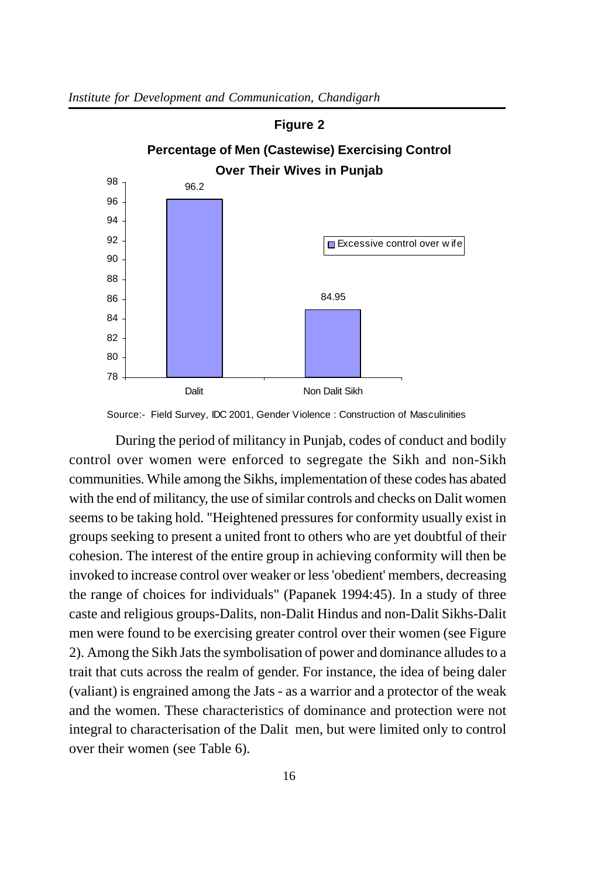**Figure 2**

**Percentage of Men (Castewise) Exercising Control Over Their Wives in Punjab**

| | Excessive control over wife |
|---|---|
| Dalit | 96.2 |
| Non Dalit Sikh | 84.95 |

Source:- Field Survey, IDC 2001, Gender Violence : Construction of Masculinities

During the period of militancy in Punjab, codes of conduct and bodily control over women were enforced to segregate the Sikh and non-Sikh communities. While among the Sikhs, implementation of these codes has abated with the end of militancy, the use of similar controls and checks on Dalit women seems to be taking hold. "Heightened pressures for conformity usually exist in groups seeking to present a united front to others who are yet doubtful of their cohesion. The interest of the entire group in achieving conformity will then be invoked to increase control over weaker or less 'obedient' members, decreasing the range of choices for individuals" (Papanek 1994:45). In a study of three caste and religious groups-Dalits, non-Dalit Hindus and non-Dalit Sikhs-Dalit men were found to be exercising greater control over their women (see Figure 2). Among the Sikh Jats the symbolisation of power and dominance alludes to a trait that cuts across the realm of gender. For instance, the idea of being daler (valiant) is engrained among the Jats - as a warrior and a protector of the weak and the women. These characteristics of dominance and protection were not integral to characterisation of the Dalit men, but were limited only to control over their women (see Table 6).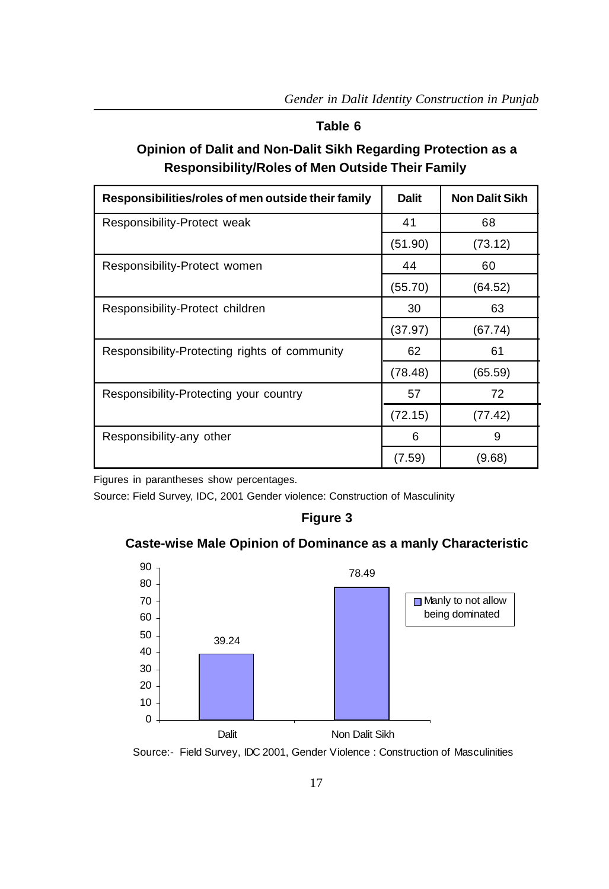**Table 6**

**Opinion of Dalit and Non-Dalit Sikh Regarding Protection as a Responsibility/Roles of Men Outside Their Family**

| Responsibilities/roles of men outside their family | Dalit | Non Dalit Sikh |
|---|---|---|
| Responsibility-Protect weak | 41 | 68 |
| | (51.90) | (73.12) |
| Responsibility-Protect women | 44 | 60 |
| | (55.70) | (64.52) |
| Responsibility-Protect children | 30 | 63 |
| | (37.97) | (67.74) |
| Responsibility-Protecting rights of community | 62 | 61 |
| | (78.48) | (65.59) |
| Responsibility-Protecting your country | 57 | 72 |
| | (72.15) | (77.42) |
| Responsibility-any other | 6 | 9 |
| | (7.59) | (9.68) |

Figures in parantheses show percentages.

Source: Field Survey, IDC, 2001 Gender violence: Construction of Masculinity

**Figure 3**

**Caste-wise Male Opinion of Dominance as a manly Characteristic**

| | Manly to not allow being dominated |
|---|---|
| Dalit | 39.24 |
| Non Dalit Sikh | 78.49 |

Source:- Field Survey, IDC 2001, Gender Violence : Construction of Masculinities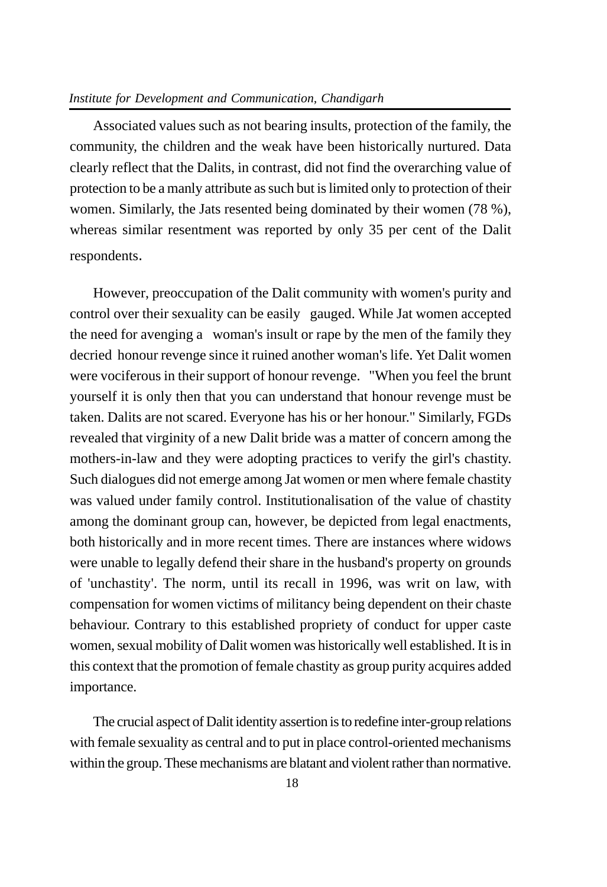Associated values such as not bearing insults, protection of the family, the community, the children and the weak have been historically nurtured. Data clearly reflect that the Dalits, in contrast, did not find the overarching value of protection to be a manly attribute as such but is limited only to protection of their women. Similarly, the Jats resented being dominated by their women (78 %), whereas similar resentment was reported by only 35 per cent of the Dalit respondents.

However, preoccupation of the Dalit community with women's purity and control over their sexuality can be easily gauged. While Jat women accepted the need for avenging a woman's insult or rape by the men of the family they decried honour revenge since it ruined another woman's life. Yet Dalit women were vociferous in their support of honour revenge. "When you feel the brunt yourself it is only then that you can understand that honour revenge must be taken. Dalits are not scared. Everyone has his or her honour." Similarly, FGDs revealed that virginity of a new Dalit bride was a matter of concern among the mothers-in-law and they were adopting practices to verify the girl's chastity. Such dialogues did not emerge among Jat women or men where female chastity was valued under family control. Institutionalisation of the value of chastity among the dominant group can, however, be depicted from legal enactments, both historically and in more recent times. There are instances where widows were unable to legally defend their share in the husband's property on grounds of 'unchastity'. The norm, until its recall in 1996, was writ on law, with compensation for women victims of militancy being dependent on their chaste behaviour. Contrary to this established propriety of conduct for upper caste women, sexual mobility of Dalit women was historically well established. It is in this context that the promotion of female chastity as group purity acquires added importance.

The crucial aspect of Dalit identity assertion is to redefine inter-group relations with female sexuality as central and to put in place control-oriented mechanisms within the group. These mechanisms are blatant and violent rather than normative.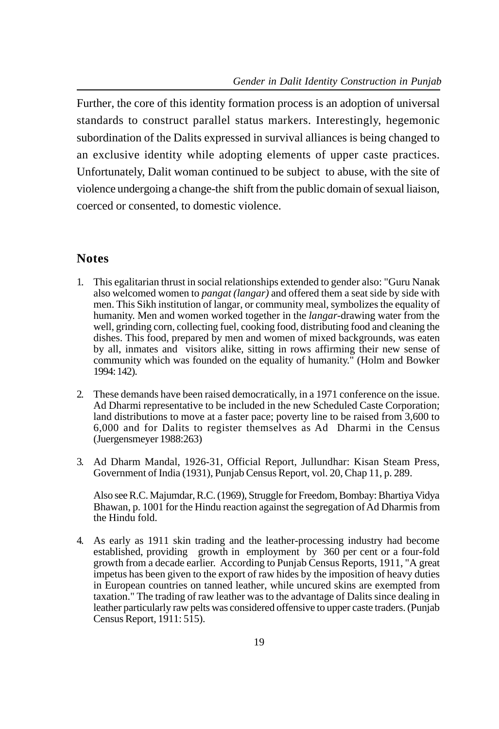Further, the core of this identity formation process is an adoption of universal standards to construct parallel status markers. Interestingly, hegemonic subordination of the Dalits expressed in survival alliances is being changed to an exclusive identity while adopting elements of upper caste practices. Unfortunately, Dalit woman continued to be subject to abuse, with the site of violence undergoing a change-the shift from the public domain of sexual liaison, coerced or consented, to domestic violence.

## Notes

1. This egalitarian thrust in social relationships extended to gender also: "Guru Nanak also welcomed women to *pangat (langar)* and offered them a seat side by side with men. This Sikh institution of langar, or community meal, symbolizes the equality of humanity. Men and women worked together in the *langar*-drawing water from the well, grinding corn, collecting fuel, cooking food, distributing food and cleaning the dishes. This food, prepared by men and women of mixed backgrounds, was eaten by all, inmates and visitors alike, sitting in rows affirming their new sense of community which was founded on the equality of humanity." (Holm and Bowker 1994: 142).

2. These demands have been raised democratically, in a 1971 conference on the issue. Ad Dharmi representative to be included in the new Scheduled Caste Corporation; land distributions to move at a faster pace; poverty line to be raised from 3,600 to 6,000 and for Dalits to register themselves as Ad Dharmi in the Census (Juergensmeyer 1988:263)

3. Ad Dharm Mandal, 1926-31, Official Report, Jullundhar: Kisan Steam Press, Government of India (1931), Punjab Census Report, vol. 20, Chap 11, p. 289.

   Also see R.C. Majumdar, R.C. (1969), Struggle for Freedom, Bombay: Bhartiya Vidya Bhawan, p. 1001 for the Hindu reaction against the segregation of Ad Dharmis from the Hindu fold.

4. As early as 1911 skin trading and the leather-processing industry had become established, providing growth in employment by 360 per cent or a four-fold growth from a decade earlier. According to Punjab Census Reports, 1911, "A great impetus has been given to the export of raw hides by the imposition of heavy duties in European countries on tanned leather, while uncured skins are exempted from taxation." The trading of raw leather was to the advantage of Dalits since dealing in leather particularly raw pelts was considered offensive to upper caste traders. (Punjab Census Report, 1911: 515).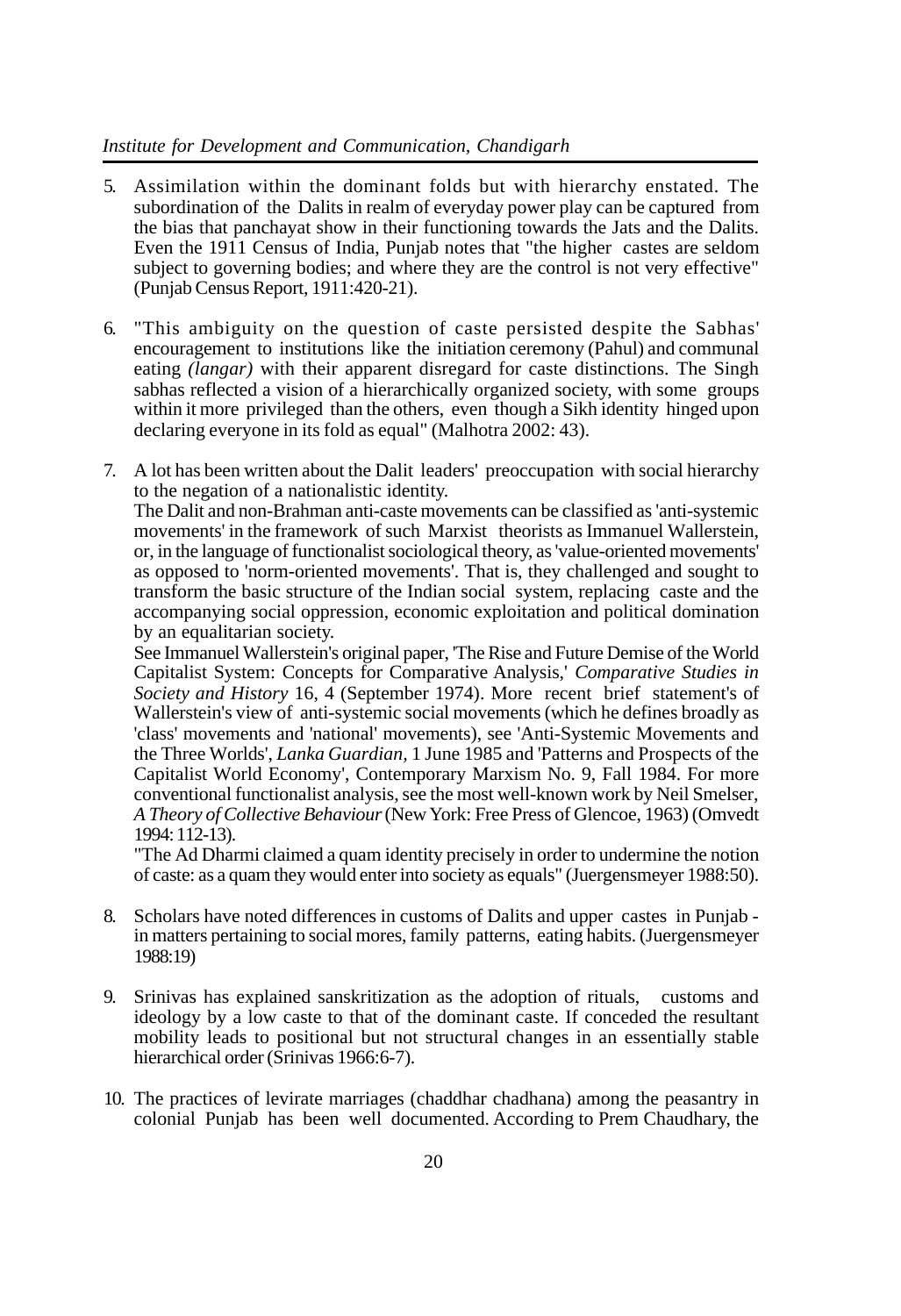5. Assimilation within the dominant folds but with hierarchy enstated. The subordination of the Dalits in realm of everyday power play can be captured from the bias that panchayat show in their functioning towards the Jats and the Dalits. Even the 1911 Census of India, Punjab notes that "the higher castes are seldom subject to governing bodies; and where they are the control is not very effective" (Punjab Census Report, 1911:420-21).

6. "This ambiguity on the question of caste persisted despite the Sabhas' encouragement to institutions like the initiation ceremony (Pahul) and communal eating *(langar)* with their apparent disregard for caste distinctions. The Singh sabhas reflected a vision of a hierarchically organized society, with some groups within it more privileged than the others, even though a Sikh identity hinged upon declaring everyone in its fold as equal" (Malhotra 2002: 43).

7. A lot has been written about the Dalit leaders' preoccupation with social hierarchy to the negation of a nationalistic identity.
   The Dalit and non-Brahman anti-caste movements can be classified as 'anti-systemic movements' in the framework of such Marxist theorists as Immanuel Wallerstein, or, in the language of functionalist sociological theory, as 'value-oriented movements' as opposed to 'norm-oriented movements'. That is, they challenged and sought to transform the basic structure of the Indian social system, replacing caste and the accompanying social oppression, economic exploitation and political domination by an equalitarian society.
   See Immanuel Wallerstein's original paper, 'The Rise and Future Demise of the World Capitalist System: Concepts for Comparative Analysis,' *Comparative Studies in Society and History* 16, 4 (September 1974). More recent brief statement's of Wallerstein's view of anti-systemic social movements (which he defines broadly as 'class' movements and 'national' movements), see 'Anti-Systemic Movements and the Three Worlds', *Lanka Guardian*, 1 June 1985 and 'Patterns and Prospects of the Capitalist World Economy', Contemporary Marxism No. 9, Fall 1984. For more conventional functionalist analysis, see the most well-known work by Neil Smelser, *A Theory of Collective Behaviour* (New York: Free Press of Glencoe, 1963) (Omvedt 1994: 112-13).
   "The Ad Dharmi claimed a quam identity precisely in order to undermine the notion of caste: as a quam they would enter into society as equals" (Juergensmeyer 1988:50).

8. Scholars have noted differences in customs of Dalits and upper castes in Punjab - in matters pertaining to social mores, family patterns, eating habits. (Juergensmeyer 1988:19)

9. Srinivas has explained sanskritization as the adoption of rituals, customs and ideology by a low caste to that of the dominant caste. If conceded the resultant mobility leads to positional but not structural changes in an essentially stable hierarchical order (Srinivas 1966:6-7).

10. The practices of levirate marriages (chaddhar chadhana) among the peasantry in colonial Punjab has been well documented. According to Prem Chaudhary, the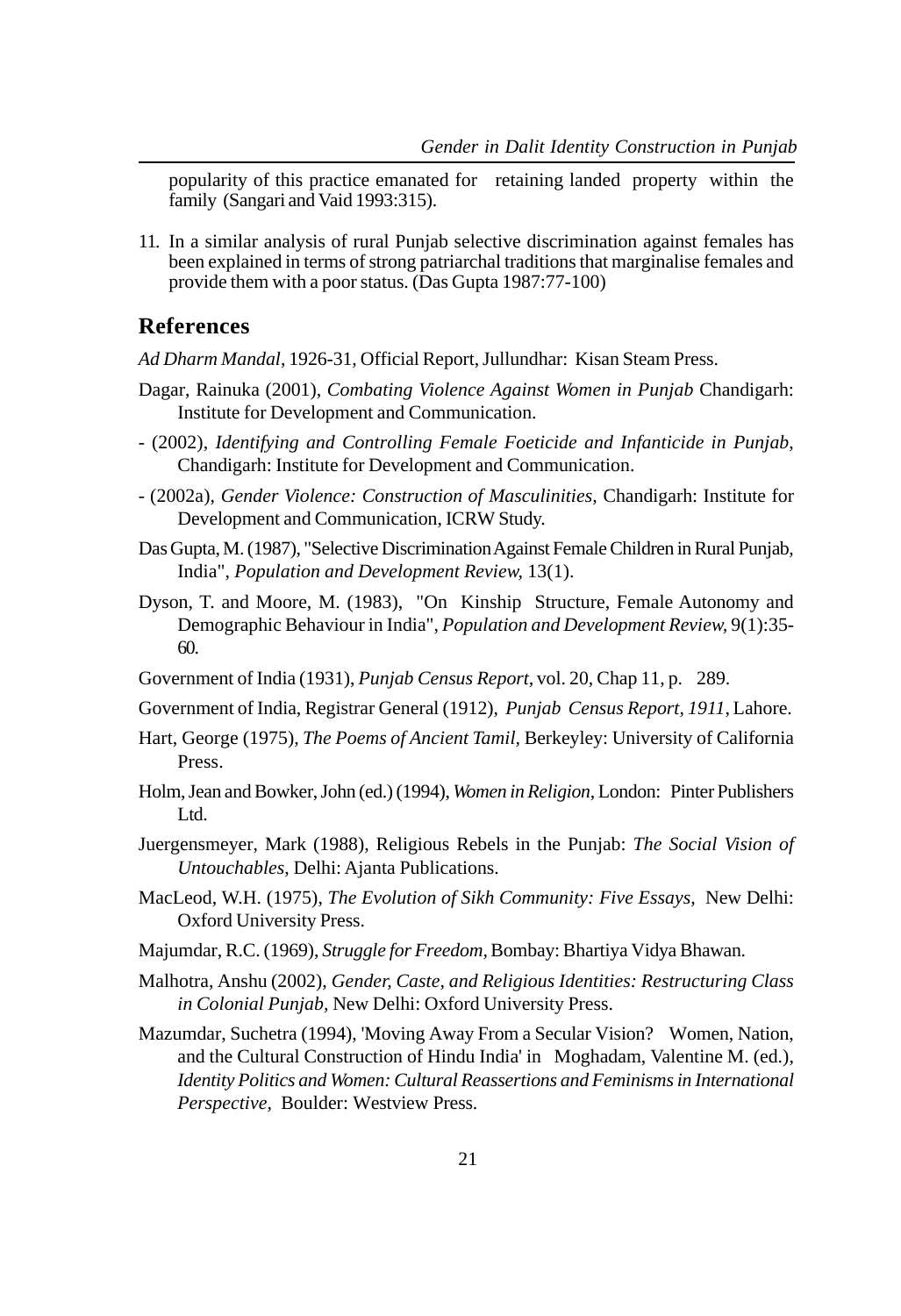popularity of this practice emanated for retaining landed property within the family (Sangari and Vaid 1993:315).

11. In a similar analysis of rural Punjab selective discrimination against females has been explained in terms of strong patriarchal traditions that marginalise females and provide them with a poor status. (Das Gupta 1987:77-100)

## References

*Ad Dharm Mandal*, 1926-31, Official Report, Jullundhar: Kisan Steam Press.

Dagar, Rainuka (2001), *Combating Violence Against Women in Punjab* Chandigarh: Institute for Development and Communication.

- (2002), *Identifying and Controlling Female Foeticide and Infanticide in Punjab*, Chandigarh: Institute for Development and Communication.

- (2002a), *Gender Violence: Construction of Masculinities*, Chandigarh: Institute for Development and Communication, ICRW Study.

Das Gupta, M. (1987), "Selective Discrimination Against Female Children in Rural Punjab, India", *Population and Development Review,* 13(1).

Dyson, T. and Moore, M. (1983), "On Kinship Structure, Female Autonomy and Demographic Behaviour in India", *Population and Development Review,* 9(1):35-60.

Government of India (1931), *Punjab Census Report*, vol. 20, Chap 11, p. 289.

Government of India, Registrar General (1912), *Punjab Census Report, 1911*, Lahore.

Hart, George (1975), *The Poems of Ancient Tamil*, Berkeyley: University of California Press.

Holm, Jean and Bowker, John (ed.) (1994), *Women in Religion*, London: Pinter Publishers Ltd.

Juergensmeyer, Mark (1988), Religious Rebels in the Punjab: *The Social Vision of Untouchables*, Delhi: Ajanta Publications.

MacLeod, W.H. (1975), *The Evolution of Sikh Community: Five Essays*, New Delhi: Oxford University Press.

Majumdar, R.C. (1969), *Struggle for Freedom*, Bombay: Bhartiya Vidya Bhawan.

Malhotra, Anshu (2002), *Gender, Caste, and Religious Identities: Restructuring Class in Colonial Punjab*, New Delhi: Oxford University Press.

Mazumdar, Suchetra (1994), 'Moving Away From a Secular Vision? Women, Nation, and the Cultural Construction of Hindu India' in Moghadam, Valentine M. (ed.), *Identity Politics and Women: Cultural Reassertions and Feminisms in International Perspective*, Boulder: Westview Press.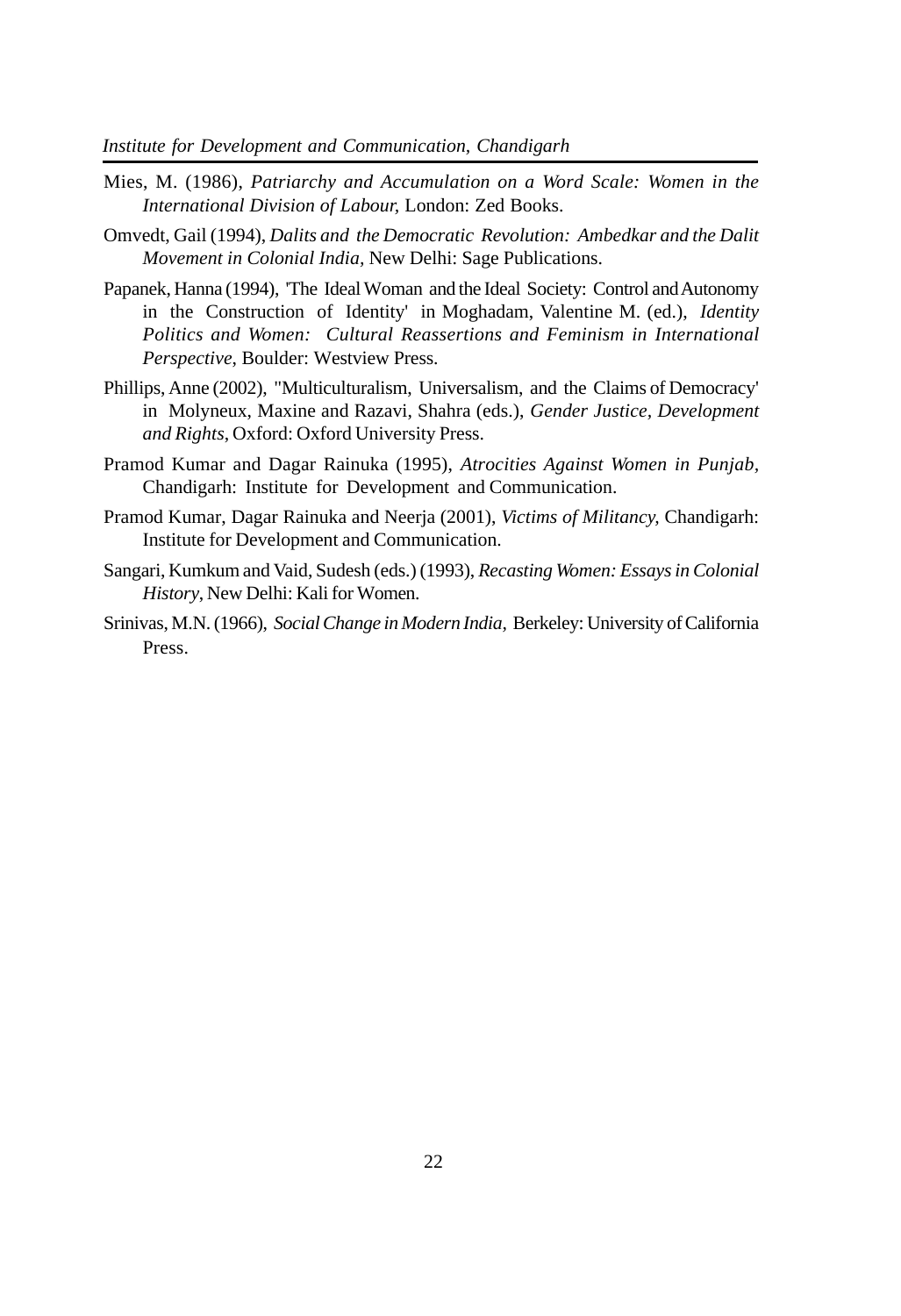Mies, M. (1986), *Patriarchy and Accumulation on a Word Scale: Women in the International Division of Labour,* London: Zed Books.

Omvedt, Gail (1994), *Dalits and the Democratic Revolution: Ambedkar and the Dalit Movement in Colonial India*, New Delhi: Sage Publications.

Papanek, Hanna (1994), 'The Ideal Woman and the Ideal Society: Control and Autonomy in the Construction of Identity' in Moghadam, Valentine M. (ed.), *Identity Politics and Women: Cultural Reassertions and Feminism in International Perspective*, Boulder: Westview Press.

Phillips, Anne (2002), "Multiculturalism, Universalism, and the Claims of Democracy' in Molyneux, Maxine and Razavi, Shahra (eds.), *Gender Justice, Development and Rights*, Oxford: Oxford University Press.

Pramod Kumar and Dagar Rainuka (1995), *Atrocities Against Women in Punjab*, Chandigarh: Institute for Development and Communication.

Pramod Kumar, Dagar Rainuka and Neerja (2001), *Victims of Militancy,* Chandigarh: Institute for Development and Communication.

Sangari, Kumkum and Vaid, Sudesh (eds.) (1993), *Recasting Women: Essays in Colonial History*, New Delhi: Kali for Women.

Srinivas, M.N. (1966), *Social Change in Modern India*, Berkeley: University of California Press.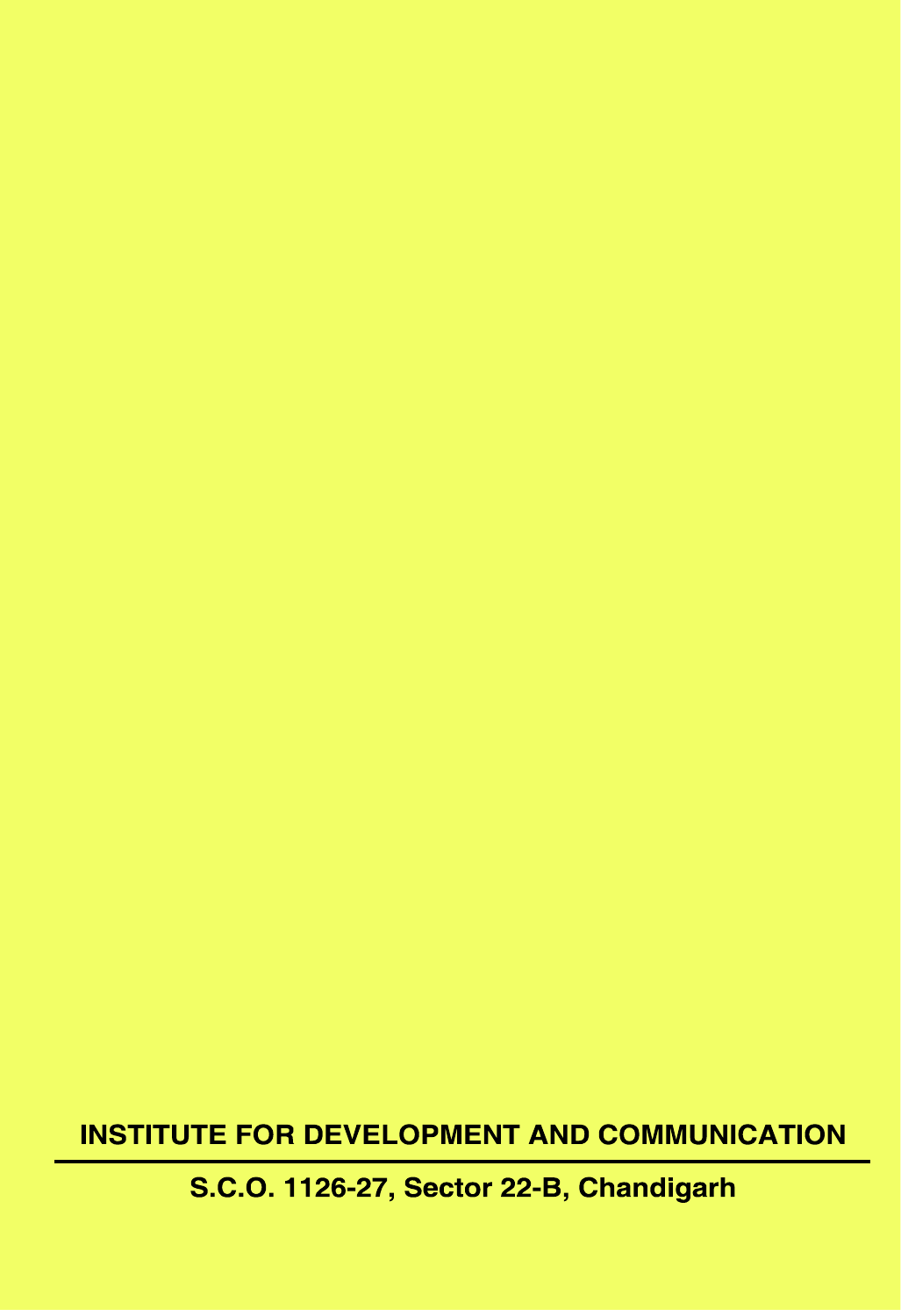**INSTITUTE FOR DEVELOPMENT AND COMMUNICATION**

---

**S.C.O. 1126-27, Sector 22-B, Chandigarh**